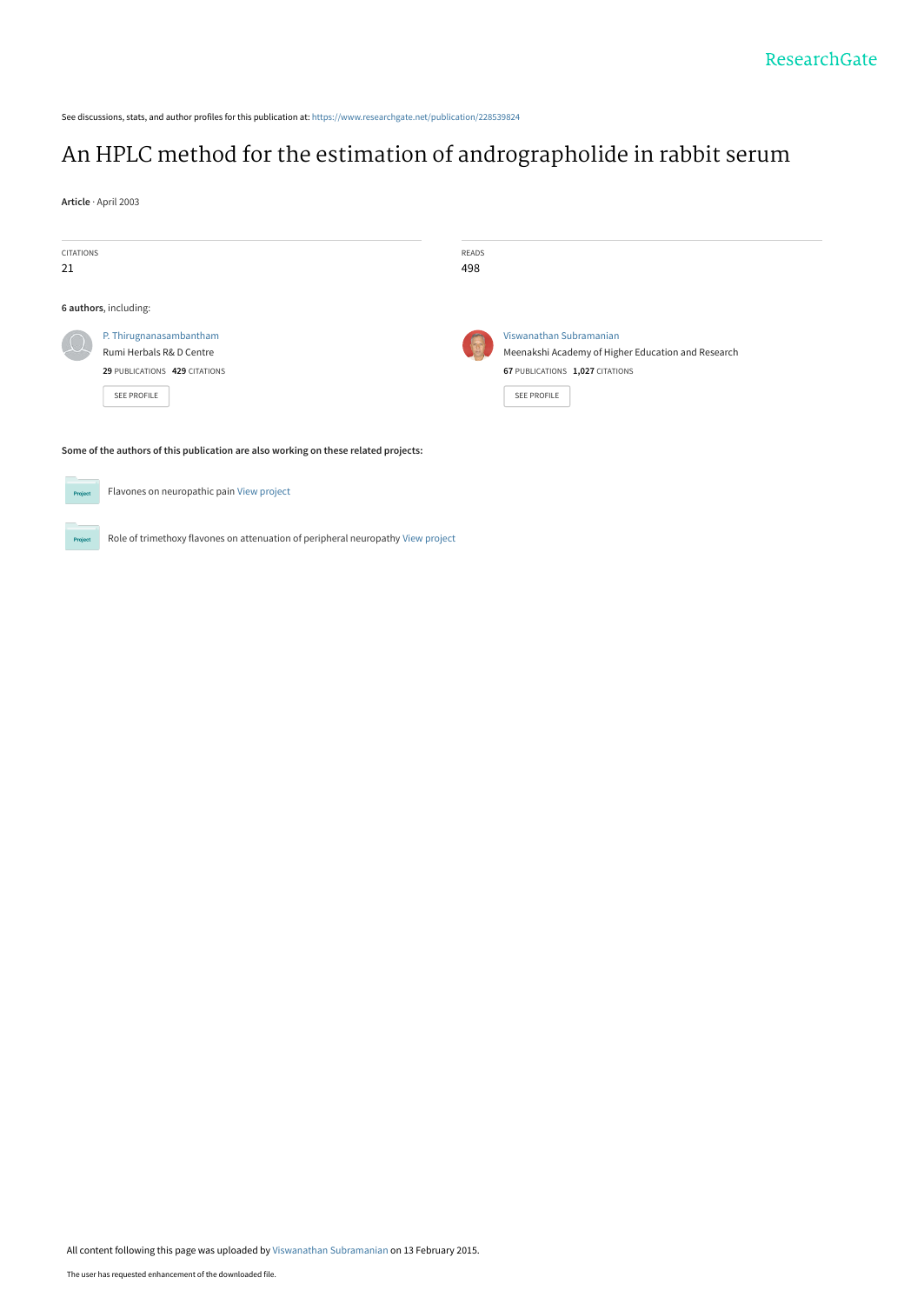See discussions, stats, and author profiles for this publication at: https://www.researchgate.net/publication/228539824

# An HPLC method for the estimation of andrographolide in rabbit serum

**Article** · April 2003

CITATIONS
21

READS
498

**6 authors**, including:

P. Thirugnanasambantham
Rumi Herbals R& D Centre
**29** PUBLICATIONS **429** CITATIONS

SEE PROFILE

Viswanathan Subramanian
Meenakshi Academy of Higher Education and Research
**67** PUBLICATIONS **1,027** CITATIONS

SEE PROFILE

**Some of the authors of this publication are also working on these related projects:**

Flavones on neuropathic pain View project

Role of trimethoxy flavones on attenuation of peripheral neuropathy View project

All content following this page was uploaded by Viswanathan Subramanian on 13 February 2015.

The user has requested enhancement of the downloaded file.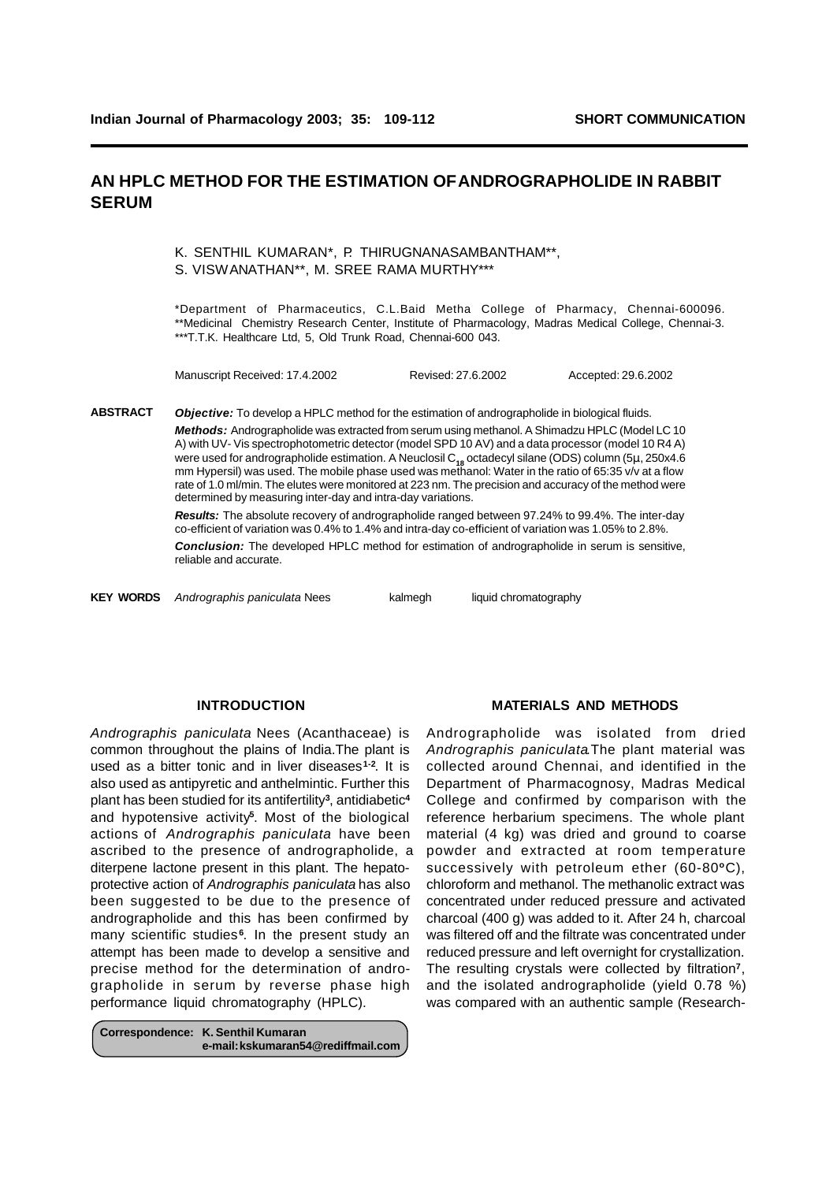# AN HPLC METHOD FOR THE ESTIMATION OF ANDROGRAPHOLIDE IN RABBIT SERUM

K. SENTHIL KUMARAN*, P. THIRUGNANASAMBANTHAM**, S. VISWANATHAN**, M. SREE RAMA MURTHY***

*Department of Pharmaceutics, C.L.Baid Metha College of Pharmacy, Chennai-600096.
**Medicinal Chemistry Research Center, Institute of Pharmacology, Madras Medical College, Chennai-3.
***T.T.K. Healthcare Ltd, 5, Old Trunk Road, Chennai-600 043.

Manuscript Received: 17.4.2002 Revised: 27.6.2002 Accepted: 29.6.2002

**ABSTRACT**

***Objective:*** To develop a HPLC method for the estimation of andrographolide in biological fluids.

***Methods:*** Andrographolide was extracted from serum using methanol. A Shimadzu HPLC (Model LC 10 A) with UV- Vis spectrophotometric detector (model SPD 10 AV) and a data processor (model 10 R4 A) were used for andrographolide estimation. A Neuclosil $C_{18}$ octadecyl silane (ODS) column (5µ, 250x4.6 mm Hypersil) was used. The mobile phase used was methanol: Water in the ratio of 65:35 v/v at a flow rate of 1.0 ml/min. The elutes were monitored at 223 nm. The precision and accuracy of the method were determined by measuring inter-day and intra-day variations.

***Results:*** The absolute recovery of andrographolide ranged between 97.24% to 99.4%. The inter-day co-efficient of variation was 0.4% to 1.4% and intra-day co-efficient of variation was 1.05% to 2.8%.

***Conclusion:*** The developed HPLC method for estimation of andrographolide in serum is sensitive, reliable and accurate.

**KEY WORDS** *Andrographis paniculata* Nees kalmegh liquid chromatography

## INTRODUCTION

*Andrographis paniculata* Nees (Acanthaceae) is common throughout the plains of India.The plant is used as a bitter tonic and in liver diseases[1-2]. It is also used as antipyretic and anthelmintic. Further this plant has been studied for its antifertility[3], antidiabetic[4] and hypotensive activity[5]. Most of the biological actions of *Andrographis paniculata* have been ascribed to the presence of andrographolide, a diterpene lactone present in this plant. The hepatoprotective action of *Andrographis paniculata* has also been suggested to be due to the presence of andrographolide and this has been confirmed by many scientific studies[6]. In the present study an attempt has been made to develop a sensitive and precise method for the determination of andrographolide in serum by reverse phase high performance liquid chromatography (HPLC).

**Correspondence: K. Senthil Kumaran**
**e-mail: kskumaran54@rediffmail.com**

## MATERIALS AND METHODS

Andrographolide was isolated from dried *Andrographis paniculata*. The plant material was collected around Chennai, and identified in the Department of Pharmacognosy, Madras Medical College and confirmed by comparison with the reference herbarium specimens. The whole plant material (4 kg) was dried and ground to coarse powder and extracted at room temperature successively with petroleum ether (60-80°C), chloroform and methanol. The methanolic extract was concentrated under reduced pressure and activated charcoal (400 g) was added to it. After 24 h, charcoal was filtered off and the filtrate was concentrated under reduced pressure and left overnight for crystallization. The resulting crystals were collected by filtration[7], and the isolated andrographolide (yield 0.78 %) was compared with an authentic sample (Research-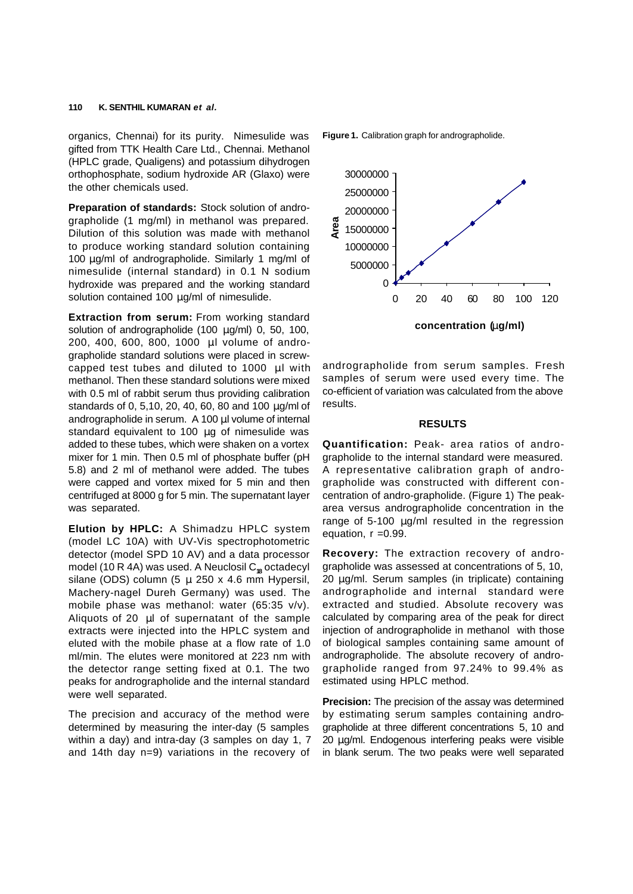organics, Chennai) for its purity. Nimesulide was gifted from TTK Health Care Ltd., Chennai. Methanol (HPLC grade, Qualigens) and potassium dihydrogen orthophosphate, sodium hydroxide AR (Glaxo) were the other chemicals used.

**Preparation of standards:** Stock solution of andrographolide (1 mg/ml) in methanol was prepared. Dilution of this solution was made with methanol to produce working standard solution containing 100 µg/ml of andrographolide. Similarly 1 mg/ml of nimesulide (internal standard) in 0.1 N sodium hydroxide was prepared and the working standard solution contained 100 µg/ml of nimesulide.

**Extraction from serum:** From working standard solution of andrographolide (100 µg/ml) 0, 50, 100, 200, 400, 600, 800, 1000 µl volume of andrographolide standard solutions were placed in screw-capped test tubes and diluted to 1000 µl with methanol. Then these standard solutions were mixed with 0.5 ml of rabbit serum thus providing calibration standards of 0, 5,10, 20, 40, 60, 80 and 100 µg/ml of andrographolide in serum. A 100 µl volume of internal standard equivalent to 100 µg of nimesulide was added to these tubes, which were shaken on a vortex mixer for 1 min. Then 0.5 ml of phosphate buffer (pH 5.8) and 2 ml of methanol were added. The tubes were capped and vortex mixed for 5 min and then centrifuged at 8000 g for 5 min. The supernatant layer was separated.

**Elution by HPLC:** A Shimadzu HPLC system (model LC 10A) with UV-Vis spectrophotometric detector (model SPD 10 AV) and a data processor model (10 R 4A) was used. A Neuclosil $C_{18}$ octadecyl silane (ODS) column (5 µ 250 x 4.6 mm Hypersil, Machery-nagel Dureh Germany) was used. The mobile phase was methanol: water (65:35 v/v). Aliquots of 20 µl of supernatant of the sample extracts were injected into the HPLC system and eluted with the mobile phase at a flow rate of 1.0 ml/min. The elutes were monitored at 223 nm with the detector range setting fixed at 0.1. The two peaks for andrographolide and the internal standard were well separated.

The precision and accuracy of the method were determined by measuring the inter-day (5 samples within a day) and intra-day (3 samples on day 1, 7 and 14th day n=9) variations in the recovery of andrographolide from serum samples. Fresh samples of serum were used every time. The co-efficient of variation was calculated from the above results.

**Figure 1.** Calibration graph for andrographolide.

## RESULTS

**Quantification:** Peak- area ratios of andrographolide to the internal standard were measured. A representative calibration graph of andrographolide was constructed with different concentration of andro-grapholide. (Figure 1) The peak-area versus andrographolide concentration in the range of 5-100 µg/ml resulted in the regression equation, r =0.99.

**Recovery:** The extraction recovery of andrographolide was assessed at concentrations of 5, 10, 20 µg/ml. Serum samples (in triplicate) containing andrographolide and internal standard were extracted and studied. Absolute recovery was calculated by comparing area of the peak for direct injection of andrographolide in methanol with those of biological samples containing same amount of andrographolide. The absolute recovery of andrographolide ranged from 97.24% to 99.4% as estimated using HPLC method.

**Precision:** The precision of the assay was determined by estimating serum samples containing andrographolide at three different concentrations 5, 10 and 20 µg/ml. Endogenous interfering peaks were visible in blank serum. The two peaks were well separated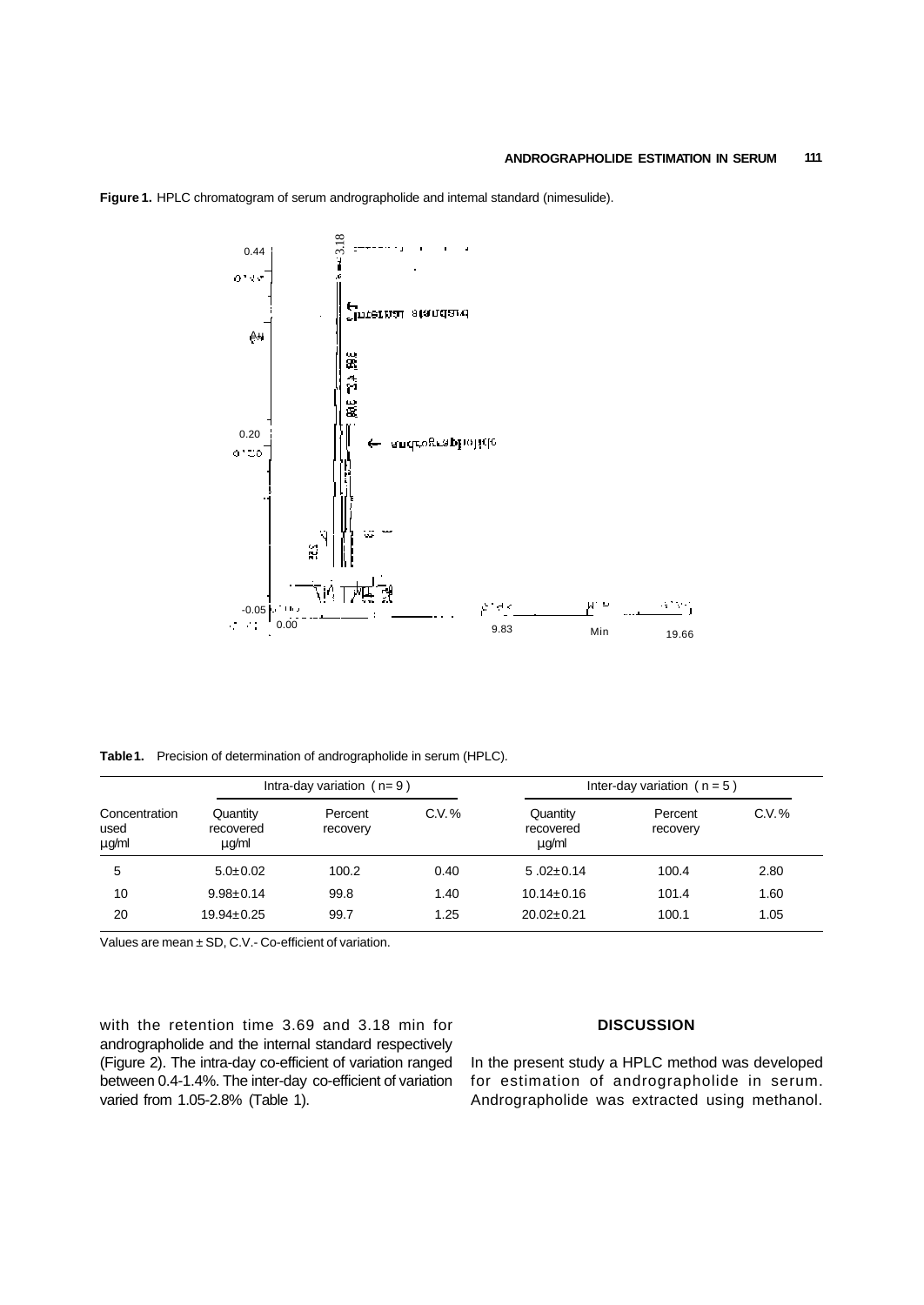**Figure 1.** HPLC chromatogram of serum andrographolide and intemal standard (nimesulide).

**Table 1.** Precision of determination of andrographolide in serum (HPLC).

| Concentration used µg/ml | Intra-day variation (n= 9) | | | Inter-day variation (n = 5) | | |
|---|---|---|---|---|---|---|
| | Quantity recovered µg/ml | Percent recovery | C.V.% | Quantity recovered µg/ml | Percent recovery | C.V.% |
| 5 | 5.0±0.02 | 100.2 | 0.40 | 5 .02±0.14 | 100.4 | 2.80 |
| 10 | 9.98±0.14 | 99.8 | 1.40 | 10.14±0.16 | 101.4 | 1.60 |
| 20 | 19.94±0.25 | 99.7 | 1.25 | 20.02±0.21 | 100.1 | 1.05 |

Values are mean ± SD, C.V.- Co-efficient of variation.

with the retention time 3.69 and 3.18 min for andrographolide and the internal standard respectively (Figure 2). The intra-day co-efficient of variation ranged between 0.4-1.4%. The inter-day co-efficient of variation varied from 1.05-2.8% (Table 1).

## DISCUSSION

In the present study a HPLC method was developed for estimation of andrographolide in serum. Andrographolide was extracted using methanol.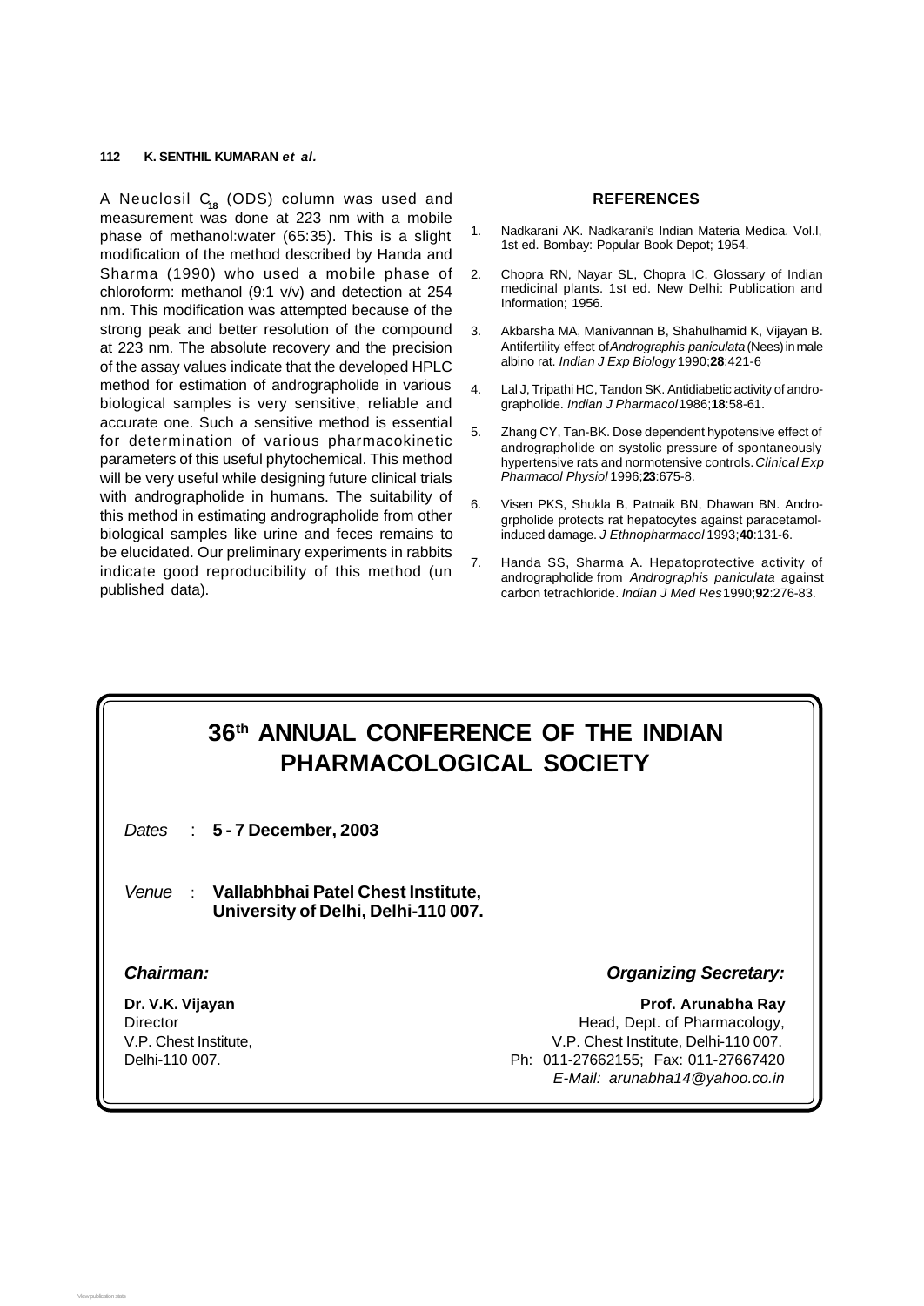A Neuclosil $C_{18}$ (ODS) column was used and measurement was done at 223 nm with a mobile phase of methanol:water (65:35). This is a slight modification of the method described by Handa and Sharma (1990) who used a mobile phase of chloroform: methanol (9:1 v/v) and detection at 254 nm. This modification was attempted because of the strong peak and better resolution of the compound at 223 nm. The absolute recovery and the precision of the assay values indicate that the developed HPLC method for estimation of andrographolide in various biological samples is very sensitive, reliable and accurate one. Such a sensitive method is essential for determination of various pharmacokinetic parameters of this useful phytochemical. This method will be very useful while designing future clinical trials with andrographolide in humans. The suitability of this method in estimating andrographolide from other biological samples like urine and feces remains to be elucidated. Our preliminary experiments in rabbits indicate good reproducibility of this method (un published data).

## REFERENCES

1. Nadkarani AK. Nadkarani's Indian Materia Medica. Vol.I, 1st ed. Bombay: Popular Book Depot; 1954.
2. Chopra RN, Nayar SL, Chopra IC. Glossary of Indian medicinal plants. 1st ed. New Delhi: Publication and Information; 1956.
3. Akbarsha MA, Manivannan B, Shahulhamid K, Vijayan B. Antifertility effect of *Andrographis paniculata* (Nees) in male albino rat. *Indian J Exp Biology* 1990;**28**:421-6
4. Lal J, Tripathi HC, Tandon SK. Antidiabetic activity of andrographolide. *Indian J Pharmacol* 1986;**18**:58-61.
5. Zhang CY, Tan-BK. Dose dependent hypotensive effect of andrographolide on systolic pressure of spontaneously hypertensive rats and normotensive controls. *Clinical Exp Pharmacol Physiol* 1996;**23**:675-8.
6. Visen PKS, Shukla B, Patnaik BN, Dhawan BN. Androgrpholide protects rat hepatocytes against paracetamol-induced damage. *J Ethnopharmacol* 1993;**40**:131-6.
7. Handa SS, Sharma A. Hepatoprotective activity of andrographolide from *Andrographis paniculata* against carbon tetrachloride. *Indian J Med Res* 1990;**92**:276-83.

# 36th ANNUAL CONFERENCE OF THE INDIAN PHARMACOLOGICAL SOCIETY

*Dates* : **5 - 7 December, 2003**

*Venue* : **Vallabhbhai Patel Chest Institute, University of Delhi, Delhi-110 007.**

***Chairman:***

**Dr. V.K. Vijayan**
Director
V.P. Chest Institute,
Delhi-110 007.

***Organizing Secretary:***

**Prof. Arunabha Ray**
Head, Dept. of Pharmacology,
V.P. Chest Institute, Delhi-110 007.
Ph: 011-27662155; Fax: 011-27667420
*E-Mail: arunabha14@yahoo.co.in*